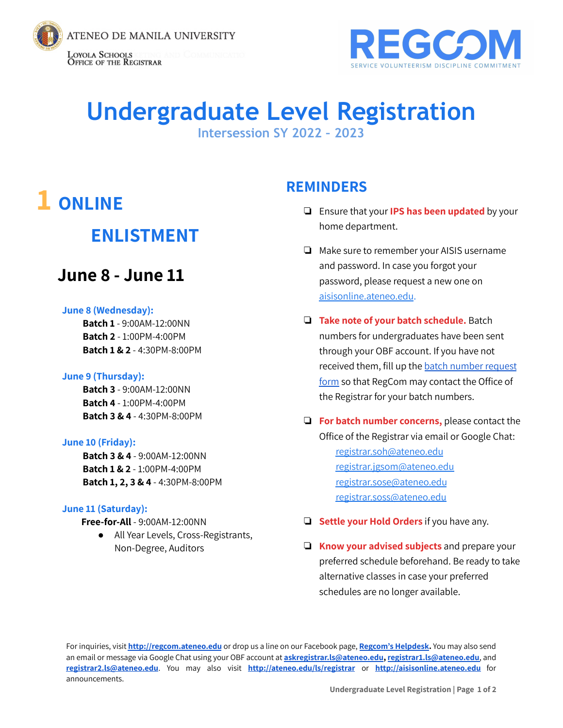ATENEO DE MANILA UNIVERSITY

Loyola Schools
Office of the Registrar

REGCOM
SERVICE VOLUNTEERISM DISCIPLINE COMMITMENT

# Undergraduate Level Registration

## Intersession SY 2022 - 2023

## 1 ONLINE ENLISTMENT

### June 8 - June 11

**June 8 (Wednesday):**
- **Batch 1** - 9:00AM-12:00NN
- **Batch 2** - 1:00PM-4:00PM
- **Batch 1 & 2** - 4:30PM-8:00PM

**June 9 (Thursday):**
- **Batch 3** - 9:00AM-12:00NN
- **Batch 4** - 1:00PM-4:00PM
- **Batch 3 & 4** - 4:30PM-8:00PM

**June 10 (Friday):**
- **Batch 3 & 4** - 9:00AM-12:00NN
- **Batch 1 & 2** - 1:00PM-4:00PM
- **Batch 1, 2, 3 & 4** - 4:30PM-8:00PM

**June 11 (Saturday):**
- **Free-for-All** - 9:00AM-12:00NN
  - All Year Levels, Cross-Registrants, Non-Degree, Auditors

## REMINDERS

- Ensure that your **IPS has been updated** by your home department.
- Make sure to remember your AISIS username and password. In case you forgot your password, please request a new one on aisisonline.ateneo.edu.
- **Take note of your batch schedule.** Batch numbers for undergraduates have been sent through your OBF account. If you have not received them, fill up the batch number request form so that RegCom may contact the Office of the Registrar for your batch numbers.
- **For batch number concerns,** please contact the Office of the Registrar via email or Google Chat:
  - registrar.soh@ateneo.edu
  - registrar.jgsom@ateneo.edu
  - registrar.sose@ateneo.edu
  - registrar.soss@ateneo.edu
- **Settle your Hold Orders** if you have any.
- **Know your advised subjects** and prepare your preferred schedule beforehand. Be ready to take alternative classes in case your preferred schedules are no longer available.

For inquiries, visit **http://regcom.ateneo.edu** or drop us a line on our Facebook page, **Regcom's Helpdesk.** You may also send an email or message via Google Chat using your OBF account at **askregistrar.ls@ateneo.edu**, **registrar1.ls@ateneo.edu**, and **registrar2.ls@ateneo.edu**. You may also visit **http://ateneo.edu/ls/registrar** or **http://aisisonline.ateneo.edu** for announcements.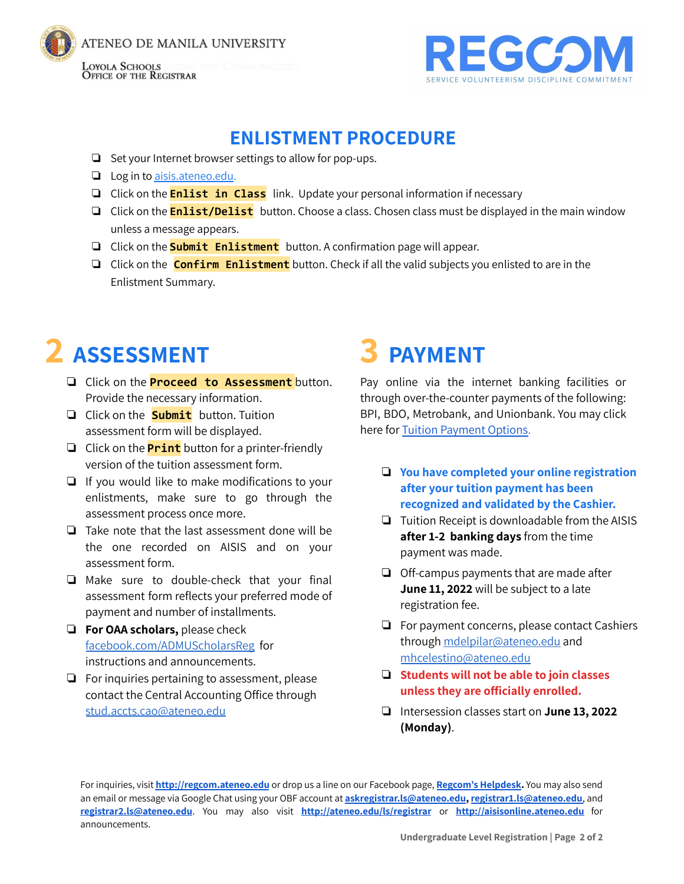ATENEO DE MANILA UNIVERSITY

LOYOLA SCHOOLS
OFFICE OF THE REGISTRAR

REGCOM
SERVICE VOLUNTEERISM DISCIPLINE COMMITMENT

## ENLISTMENT PROCEDURE

- Set your Internet browser settings to allow for pop-ups.
- Log in to aisis.ateneo.edu.
- Click on the `Enlist in Class` link. Update your personal information if necessary
- Click on the `Enlist/Delist` button. Choose a class. Chosen class must be displayed in the main window unless a message appears.
- Click on the `Submit Enlistment` button. A confirmation page will appear.
- Click on the `Confirm Enlistment` button. Check if all the valid subjects you enlisted to are in the Enlistment Summary.

## 2 ASSESSMENT

- Click on the `Proceed to Assessment` button. Provide the necessary information.
- Click on the `Submit` button. Tuition assessment form will be displayed.
- Click on the `Print` button for a printer-friendly version of the tuition assessment form.
- If you would like to make modifications to your enlistments, make sure to go through the assessment process once more.
- Take note that the last assessment done will be the one recorded on AISIS and on your assessment form.
- Make sure to double-check that your final assessment form reflects your preferred mode of payment and number of installments.
- **For OAA scholars,** please check facebook.com/ADMUScholarsReg for instructions and announcements.
- For inquiries pertaining to assessment, please contact the Central Accounting Office through stud.accts.cao@ateneo.edu

## 3 PAYMENT

Pay online via the internet banking facilities or through over-the-counter payments of the following: BPI, BDO, Metrobank, and Unionbank. You may click here for Tuition Payment Options.

- **You have completed your online registration after your tuition payment has been recognized and validated by the Cashier.**
- Tuition Receipt is downloadable from the AISIS **after 1-2 banking days** from the time payment was made.
- Off-campus payments that are made after **June 11, 2022** will be subject to a late registration fee.
- For payment concerns, please contact Cashiers through mdelpilar@ateneo.edu and mhcelestino@ateneo.edu
- **Students will not be able to join classes unless they are officially enrolled.**
- Intersession classes start on **June 13, 2022 (Monday)**.

For inquiries, visit **http://regcom.ateneo.edu** or drop us a line on our Facebook page, **Regcom's Helpdesk.** You may also send an email or message via Google Chat using your OBF account at **askregistrar.ls@ateneo.edu, registrar1.ls@ateneo.edu**, and **registrar2.ls@ateneo.edu**. You may also visit **http://ateneo.edu/ls/registrar** or **http://aisisonline.ateneo.edu** for announcements.